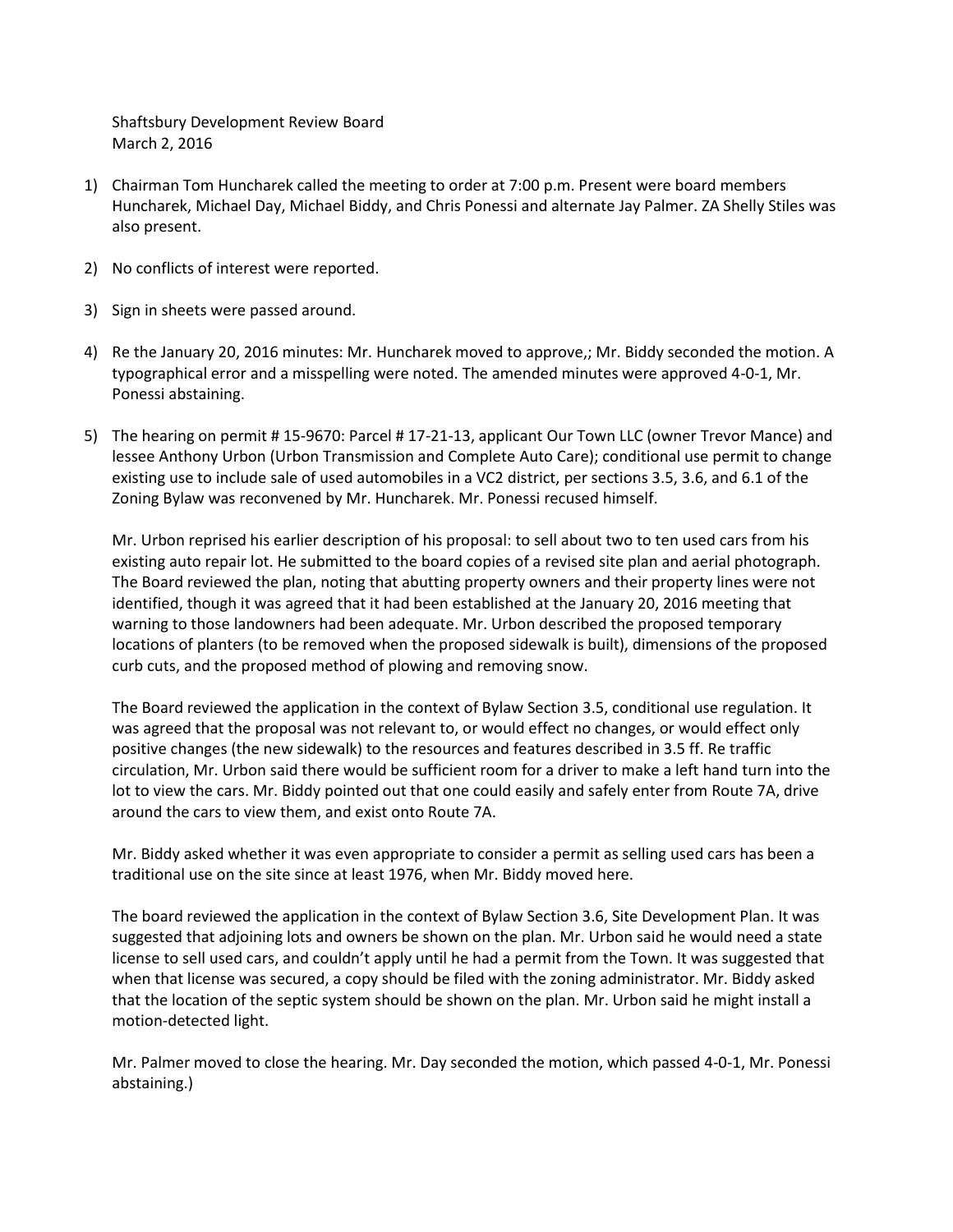Shaftsbury Development Review Board  
March 2, 2016

1) Chairman Tom Huncharek called the meeting to order at 7:00 p.m. Present were board members Huncharek, Michael Day, Michael Biddy, and Chris Ponessi and alternate Jay Palmer. ZA Shelly Stiles was also present.

2) No conflicts of interest were reported.

3) Sign in sheets were passed around.

4) Re the January 20, 2016 minutes: Mr. Huncharek moved to approve,; Mr. Biddy seconded the motion. A typographical error and a misspelling were noted. The amended minutes were approved 4-0-1, Mr. Ponessi abstaining.

5) The hearing on permit # 15-9670: Parcel # 17-21-13, applicant Our Town LLC (owner Trevor Mance) and lessee Anthony Urbon (Urbon Transmission and Complete Auto Care); conditional use permit to change existing use to include sale of used automobiles in a VC2 district, per sections 3.5, 3.6, and 6.1 of the Zoning Bylaw was reconvened by Mr. Huncharek. Mr. Ponessi recused himself.

   Mr. Urbon reprised his earlier description of his proposal: to sell about two to ten used cars from his existing auto repair lot. He submitted to the board copies of a revised site plan and aerial photograph. The Board reviewed the plan, noting that abutting property owners and their property lines were not identified, though it was agreed that it had been established at the January 20, 2016 meeting that warning to those landowners had been adequate. Mr. Urbon described the proposed temporary locations of planters (to be removed when the proposed sidewalk is built), dimensions of the proposed curb cuts, and the proposed method of plowing and removing snow.

   The Board reviewed the application in the context of Bylaw Section 3.5, conditional use regulation. It was agreed that the proposal was not relevant to, or would effect no changes, or would effect only positive changes (the new sidewalk) to the resources and features described in 3.5 ff. Re traffic circulation, Mr. Urbon said there would be sufficient room for a driver to make a left hand turn into the lot to view the cars. Mr. Biddy pointed out that one could easily and safely enter from Route 7A, drive around the cars to view them, and exist onto Route 7A.

   Mr. Biddy asked whether it was even appropriate to consider a permit as selling used cars has been a traditional use on the site since at least 1976, when Mr. Biddy moved here.

   The board reviewed the application in the context of Bylaw Section 3.6, Site Development Plan. It was suggested that adjoining lots and owners be shown on the plan. Mr. Urbon said he would need a state license to sell used cars, and couldn't apply until he had a permit from the Town. It was suggested that when that license was secured, a copy should be filed with the zoning administrator. Mr. Biddy asked that the location of the septic system should be shown on the plan. Mr. Urbon said he might install a motion-detected light.

   Mr. Palmer moved to close the hearing. Mr. Day seconded the motion, which passed 4-0-1, Mr. Ponessi abstaining.)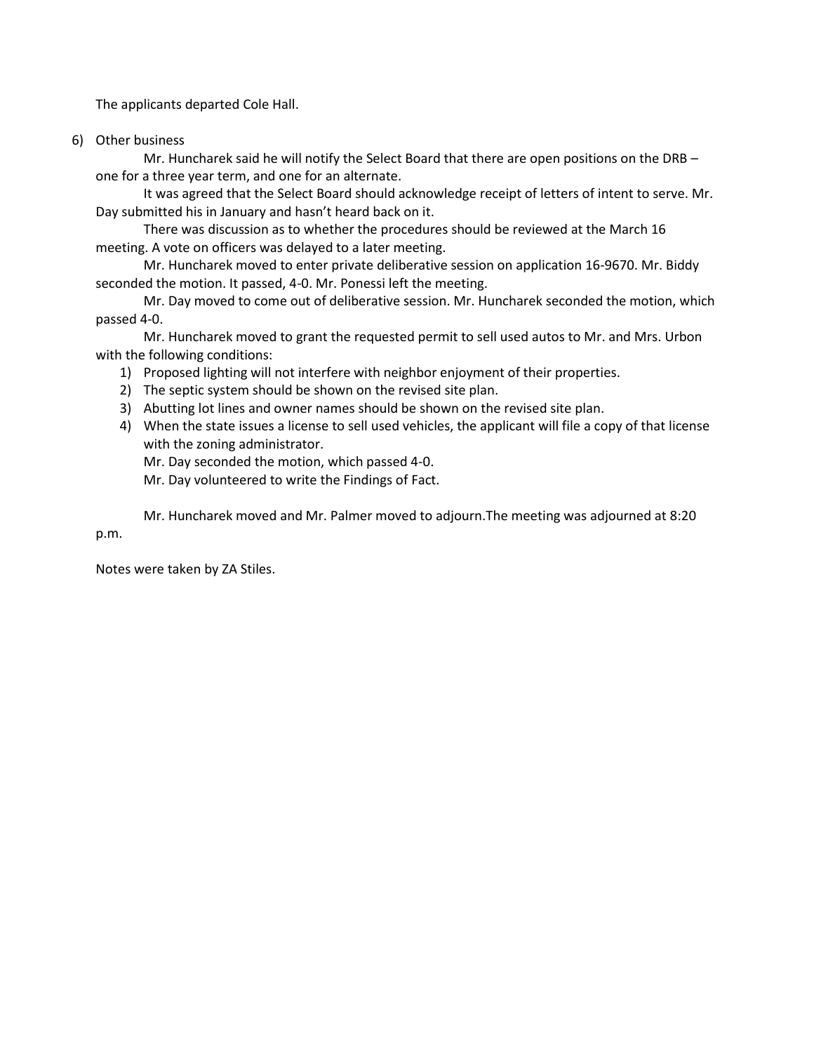The applicants departed Cole Hall.

6) Other business

Mr. Huncharek said he will notify the Select Board that there are open positions on the DRB – one for a three year term, and one for an alternate.

It was agreed that the Select Board should acknowledge receipt of letters of intent to serve. Mr. Day submitted his in January and hasn't heard back on it.

There was discussion as to whether the procedures should be reviewed at the March 16 meeting. A vote on officers was delayed to a later meeting.

Mr. Huncharek moved to enter private deliberative session on application 16-9670. Mr. Biddy seconded the motion. It passed, 4-0. Mr. Ponessi left the meeting.

Mr. Day moved to come out of deliberative session. Mr. Huncharek seconded the motion, which passed 4-0.

Mr. Huncharek moved to grant the requested permit to sell used autos to Mr. and Mrs. Urbon with the following conditions:

1) Proposed lighting will not interfere with neighbor enjoyment of their properties.
2) The septic system should be shown on the revised site plan.
3) Abutting lot lines and owner names should be shown on the revised site plan.
4) When the state issues a license to sell used vehicles, the applicant will file a copy of that license with the zoning administrator.

   Mr. Day seconded the motion, which passed 4-0.

   Mr. Day volunteered to write the Findings of Fact.

Mr. Huncharek moved and Mr. Palmer moved to adjourn.The meeting was adjourned at 8:20 p.m.

Notes were taken by ZA Stiles.